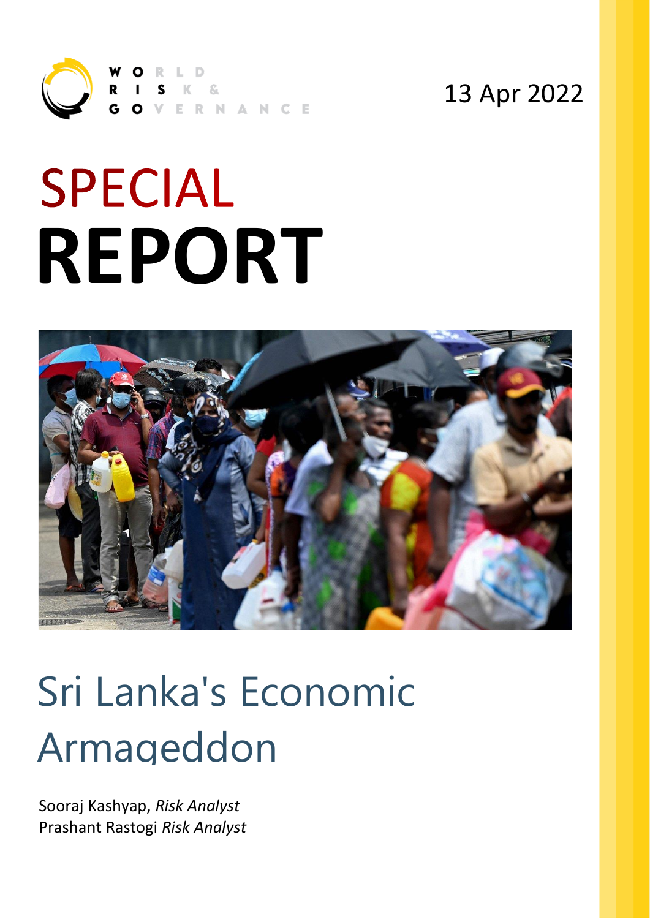WORLD RISK & GOVERNANCE

13 Apr 2022

# SPECIAL REPORT

# Sri Lanka's Economic Armageddon

Sooraj Kashyap, *Risk Analyst*
Prashant Rastogi *Risk Analyst*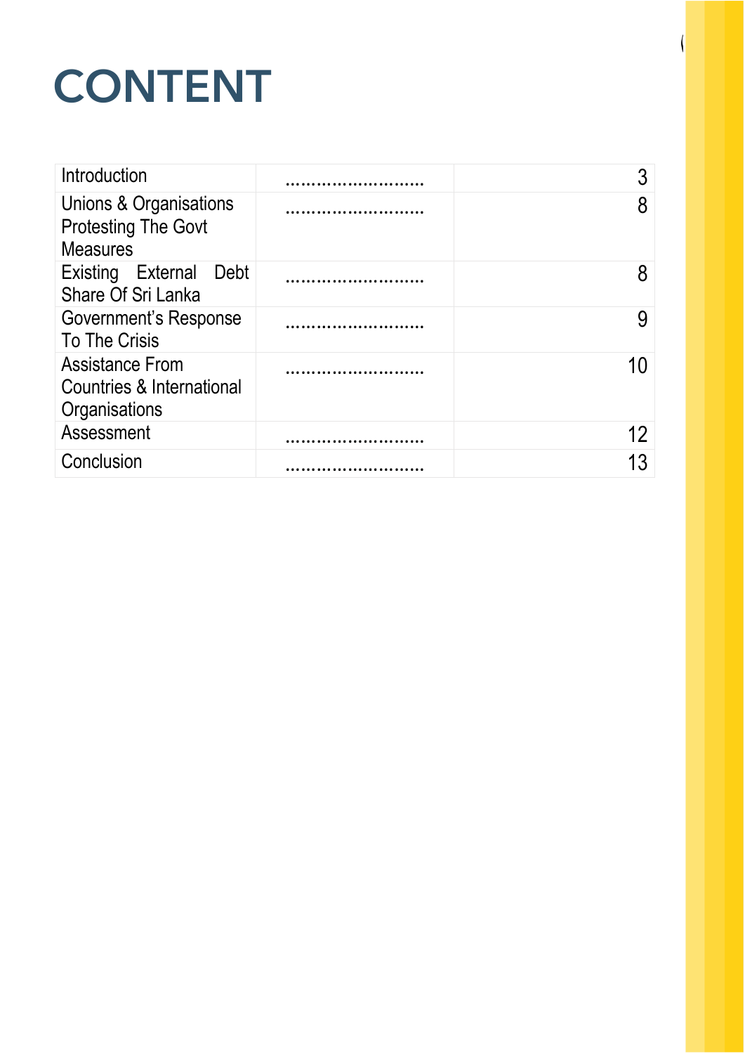# CONTENT

| | | |
|---|---|---|
| Introduction | ……………………… | 3 |
| Unions & Organisations Protesting The Govt Measures | ……………………… | 8 |
| Existing External Debt Share Of Sri Lanka | ……………………… | 8 |
| Government's Response To The Crisis | ……………………… | 9 |
| Assistance From Countries & International Organisations | ……………………… | 10 |
| Assessment | ……………………… | 12 |
| Conclusion | ……………………… | 13 |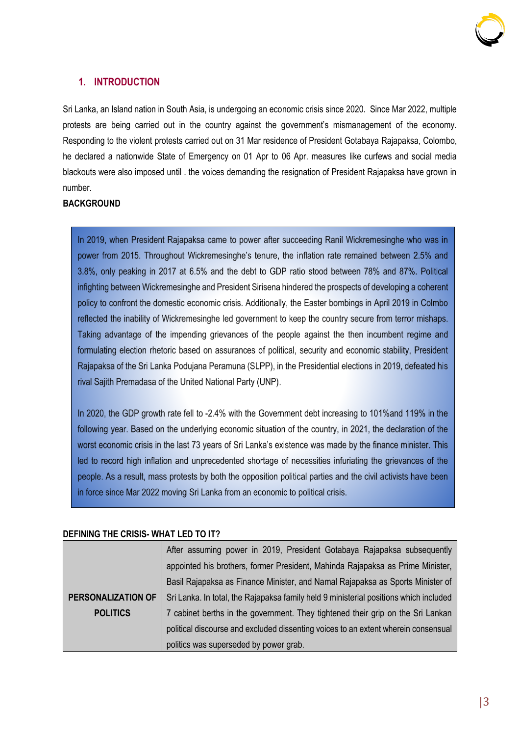## 1. INTRODUCTION

Sri Lanka, an Island nation in South Asia, is undergoing an economic crisis since 2020. Since Mar 2022, multiple protests are being carried out in the country against the government's mismanagement of the economy. Responding to the violent protests carried out on 31 Mar residence of President Gotabaya Rajapaksa, Colombo, he declared a nationwide State of Emergency on 01 Apr to 06 Apr. measures like curfews and social media blackouts were also imposed until . the voices demanding the resignation of President Rajapaksa have grown in number.

**BACKGROUND**

In 2019, when President Rajapaksa came to power after succeeding Ranil Wickremesinghe who was in power from 2015. Throughout Wickremesinghe's tenure, the inflation rate remained between 2.5% and 3.8%, only peaking in 2017 at 6.5% and the debt to GDP ratio stood between 78% and 87%. Political infighting between Wickremesinghe and President Sirisena hindered the prospects of developing a coherent policy to confront the domestic economic crisis. Additionally, the Easter bombings in April 2019 in Colmbo reflected the inability of Wickremesinghe led government to keep the country secure from terror mishaps. Taking advantage of the impending grievances of the people against the then incumbent regime and formulating election rhetoric based on assurances of political, security and economic stability, President Rajapaksa of the Sri Lanka Podujana Peramuna (SLPP), in the Presidential elections in 2019, defeated his rival Sajith Premadasa of the United National Party (UNP).

In 2020, the GDP growth rate fell to -2.4% with the Government debt increasing to 101%and 119% in the following year. Based on the underlying economic situation of the country, in 2021, the declaration of the worst economic crisis in the last 73 years of Sri Lanka's existence was made by the finance minister. This led to record high inflation and unprecedented shortage of necessities infuriating the grievances of the people. As a result, mass protests by both the opposition political parties and the civil activists have been in force since Mar 2022 moving Sri Lanka from an economic to political crisis.

**DEFINING THE CRISIS- WHAT LED TO IT?**

| | |
|---|---|
| **PERSONALIZATION OF POLITICS** | After assuming power in 2019, President Gotabaya Rajapaksa subsequently appointed his brothers, former President, Mahinda Rajapaksa as Prime Minister, Basil Rajapaksa as Finance Minister, and Namal Rajapaksa as Sports Minister of Sri Lanka. In total, the Rajapaksa family held 9 ministerial positions which included 7 cabinet berths in the government. They tightened their grip on the Sri Lankan political discourse and excluded dissenting voices to an extent wherein consensual politics was superseded by power grab. |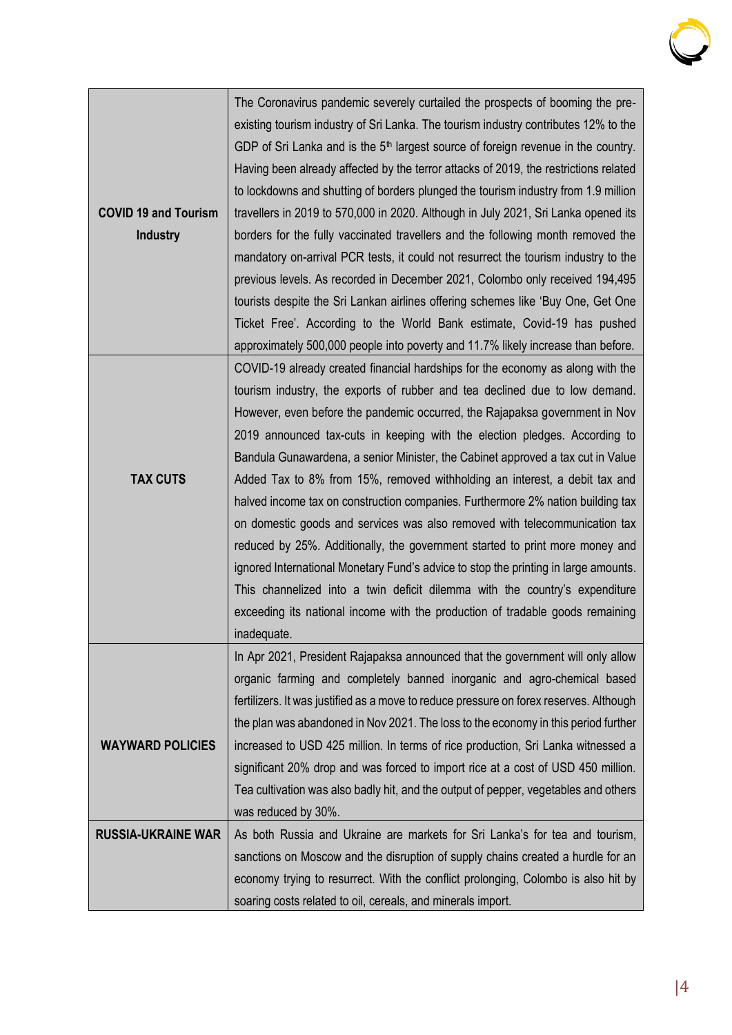| | |
|---|---|
| **COVID 19 and Tourism Industry** | The Coronavirus pandemic severely curtailed the prospects of booming the pre-existing tourism industry of Sri Lanka. The tourism industry contributes 12% to the GDP of Sri Lanka and is the 5th largest source of foreign revenue in the country. Having been already affected by the terror attacks of 2019, the restrictions related to lockdowns and shutting of borders plunged the tourism industry from 1.9 million travellers in 2019 to 570,000 in 2020. Although in July 2021, Sri Lanka opened its borders for the fully vaccinated travellers and the following month removed the mandatory on-arrival PCR tests, it could not resurrect the tourism industry to the previous levels. As recorded in December 2021, Colombo only received 194,495 tourists despite the Sri Lankan airlines offering schemes like 'Buy One, Get One Ticket Free'. According to the World Bank estimate, Covid-19 has pushed approximately 500,000 people into poverty and 11.7% likely increase than before. |
| **TAX CUTS** | COVID-19 already created financial hardships for the economy as along with the tourism industry, the exports of rubber and tea declined due to low demand. However, even before the pandemic occurred, the Rajapaksa government in Nov 2019 announced tax-cuts in keeping with the election pledges. According to Bandula Gunawardena, a senior Minister, the Cabinet approved a tax cut in Value Added Tax to 8% from 15%, removed withholding an interest, a debit tax and halved income tax on construction companies. Furthermore 2% nation building tax on domestic goods and services was also removed with telecommunication tax reduced by 25%. Additionally, the government started to print more money and ignored International Monetary Fund's advice to stop the printing in large amounts. This channelized into a twin deficit dilemma with the country's expenditure exceeding its national income with the production of tradable goods remaining inadequate. |
| **WAYWARD POLICIES** | In Apr 2021, President Rajapaksa announced that the government will only allow organic farming and completely banned inorganic and agro-chemical based fertilizers. It was justified as a move to reduce pressure on forex reserves. Although the plan was abandoned in Nov 2021. The loss to the economy in this period further increased to USD 425 million. In terms of rice production, Sri Lanka witnessed a significant 20% drop and was forced to import rice at a cost of USD 450 million. Tea cultivation was also badly hit, and the output of pepper, vegetables and others was reduced by 30%. |
| **RUSSIA-UKRAINE WAR** | As both Russia and Ukraine are markets for Sri Lanka's for tea and tourism, sanctions on Moscow and the disruption of supply chains created a hurdle for an economy trying to resurrect. With the conflict prolonging, Colombo is also hit by soaring costs related to oil, cereals, and minerals import. |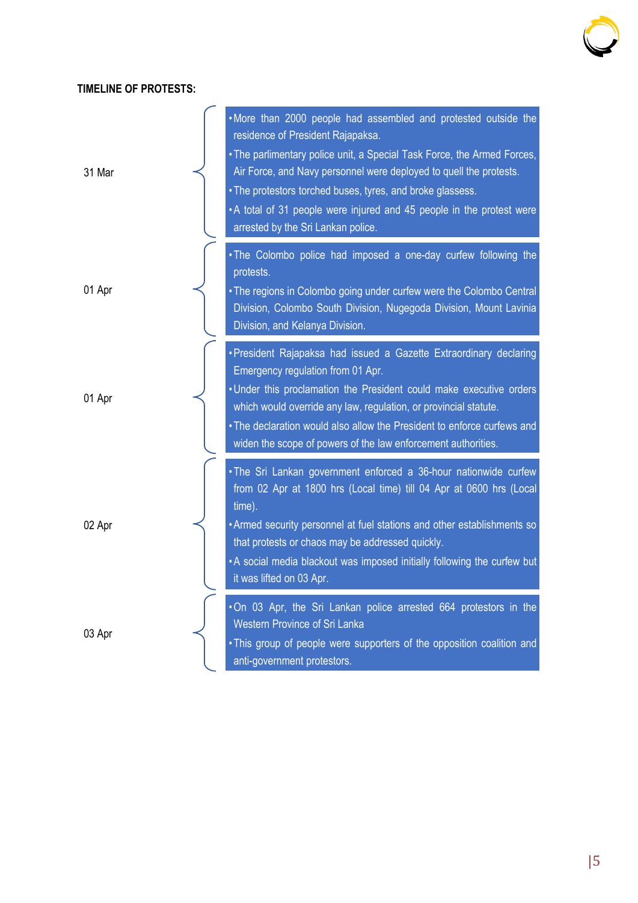**TIMELINE OF PROTESTS:**

| Date | Events |
| --- | --- |
| 31 Mar | • More than 2000 people had assembled and protested outside the residence of President Rajapaksa.<br>• The parlimentary police unit, a Special Task Force, the Armed Forces, Air Force, and Navy personnel were deployed to quell the protests.<br>• The protestors torched buses, tyres, and broke glassess.<br>• A total of 31 people were injured and 45 people in the protest were arrested by the Sri Lankan police. |
| 01 Apr | • The Colombo police had imposed a one-day curfew following the protests.<br>• The regions in Colombo going under curfew were the Colombo Central Division, Colombo South Division, Nugegoda Division, Mount Lavinia Division, and Kelanya Division. |
| 01 Apr | • President Rajapaksa had issued a Gazette Extraordinary declaring Emergency regulation from 01 Apr.<br>• Under this proclamation the President could make executive orders which would override any law, regulation, or provincial statute.<br>• The declaration would also allow the President to enforce curfews and widen the scope of powers of the law enforcement authorities. |
| 02 Apr | • The Sri Lankan government enforced a 36-hour nationwide curfew from 02 Apr at 1800 hrs (Local time) till 04 Apr at 0600 hrs (Local time).<br>• Armed security personnel at fuel stations and other establishments so that protests or chaos may be addressed quickly.<br>• A social media blackout was imposed initially following the curfew but it was lifted on 03 Apr. |
| 03 Apr | • On 03 Apr, the Sri Lankan police arrested 664 protestors in the Western Province of Sri Lanka<br>• This group of people were supporters of the opposition coalition and anti-government protestors. |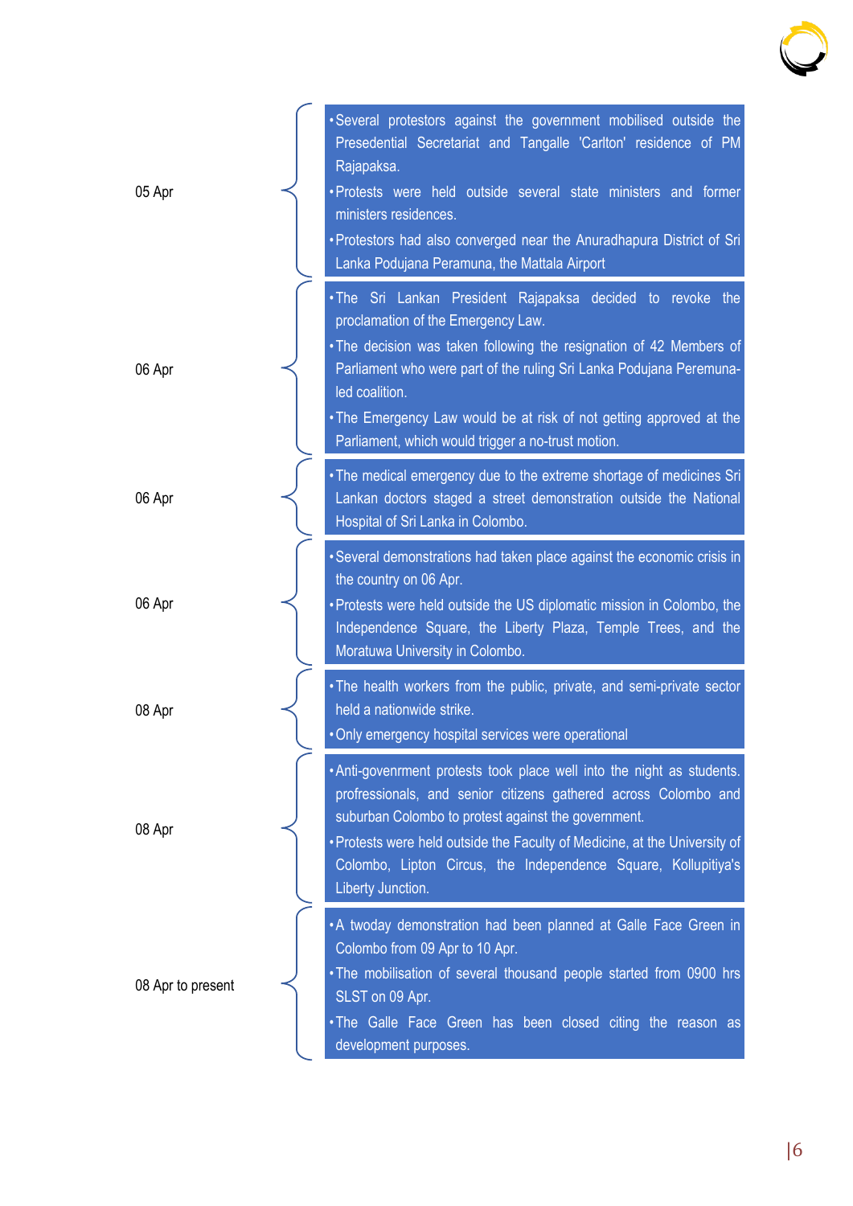| Date | Events |
| --- | --- |
| 05 Apr | • Several protestors against the government mobilised outside the Presedential Secretariat and Tangalle 'Carlton' residence of PM Rajapaksa.<br>• Protests were held outside several state ministers and former ministers residences.<br>• Protestors had also converged near the Anuradhapura District of Sri Lanka Podujana Peramuna, the Mattala Airport |
| 06 Apr | • The Sri Lankan President Rajapaksa decided to revoke the proclamation of the Emergency Law.<br>• The decision was taken following the resignation of 42 Members of Parliament who were part of the ruling Sri Lanka Podujana Peremuna-led coalition.<br>• The Emergency Law would be at risk of not getting approved at the Parliament, which would trigger a no-trust motion. |
| 06 Apr | • The medical emergency due to the extreme shortage of medicines Sri Lankan doctors staged a street demonstration outside the National Hospital of Sri Lanka in Colombo. |
| 06 Apr | • Several demonstrations had taken place against the economic crisis in the country on 06 Apr.<br>• Protests were held outside the US diplomatic mission in Colombo, the Independence Square, the Liberty Plaza, Temple Trees, and the Moratuwa University in Colombo. |
| 08 Apr | • The health workers from the public, private, and semi-private sector held a nationwide strike.<br>• Only emergency hospital services were operational |
| 08 Apr | • Anti-govenrment protests took place well into the night as students. profressionals, and senior citizens gathered across Colombo and suburban Colombo to protest against the government.<br>• Protests were held outside the Faculty of Medicine, at the University of Colombo, Lipton Circus, the Independence Square, Kollupitiya's Liberty Junction. |
| 08 Apr to present | • A twoday demonstration had been planned at Galle Face Green in Colombo from 09 Apr to 10 Apr.<br>• The mobilisation of several thousand people started from 0900 hrs SLST on 09 Apr.<br>• The Galle Face Green has been closed citing the reason as development purposes. |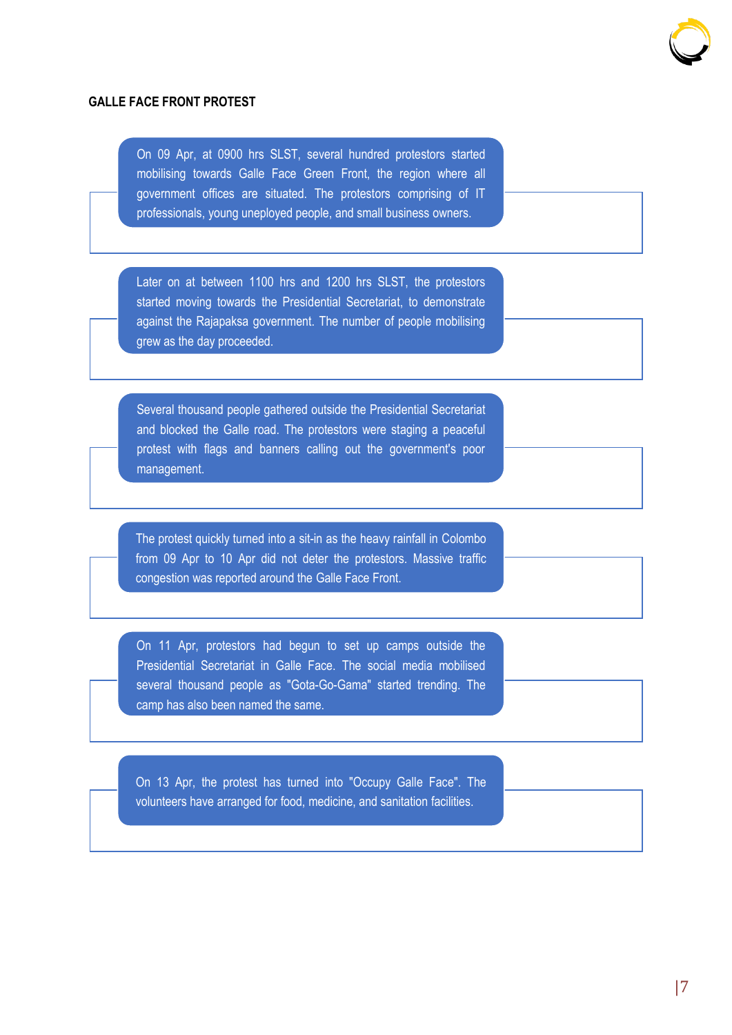**GALLE FACE FRONT PROTEST**

On 09 Apr, at 0900 hrs SLST, several hundred protestors started mobilising towards Galle Face Green Front, the region where all government offices are situated. The protestors comprising of IT professionals, young uneployed people, and small business owners.

Later on at between 1100 hrs and 1200 hrs SLST, the protestors started moving towards the Presidential Secretariat, to demonstrate against the Rajapaksa government. The number of people mobilising grew as the day proceeded.

Several thousand people gathered outside the Presidential Secretariat and blocked the Galle road. The protestors were staging a peaceful protest with flags and banners calling out the government's poor management.

The protest quickly turned into a sit-in as the heavy rainfall in Colombo from 09 Apr to 10 Apr did not deter the protestors. Massive traffic congestion was reported around the Galle Face Front.

On 11 Apr, protestors had begun to set up camps outside the Presidential Secretariat in Galle Face. The social media mobilised several thousand people as "Gota-Go-Gama" started trending. The camp has also been named the same.

On 13 Apr, the protest has turned into "Occupy Galle Face". The volunteers have arranged for food, medicine, and sanitation facilities.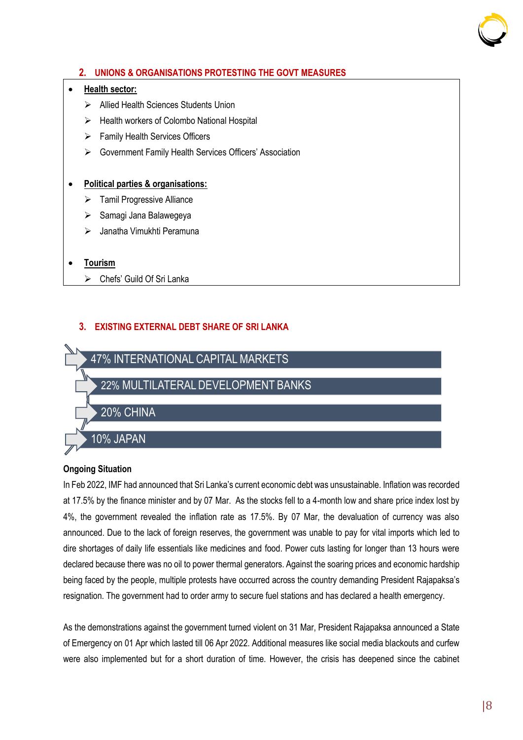## 2. UNIONS & ORGANISATIONS PROTESTING THE GOVT MEASURES

- **Health sector:**
  - Allied Health Sciences Students Union
  - Health workers of Colombo National Hospital
  - Family Health Services Officers
  - Government Family Health Services Officers' Association

- **Political parties & organisations:**
  - Tamil Progressive Alliance
  - Samagi Jana Balawegeya
  - Janatha Vimukhti Peramuna

- **Tourism**
  - Chefs' Guild Of Sri Lanka

## 3. EXISTING EXTERNAL DEBT SHARE OF SRI LANKA

- 47% INTERNATIONAL CAPITAL MARKETS
- 22% MULTILATERAL DEVELOPMENT BANKS
- 20% CHINA
- 10% JAPAN

**Ongoing Situation**

In Feb 2022, IMF had announced that Sri Lanka's current economic debt was unsustainable. Inflation was recorded at 17.5% by the finance minister and by 07 Mar. As the stocks fell to a 4-month low and share price index lost by 4%, the government revealed the inflation rate as 17.5%. By 07 Mar, the devaluation of currency was also announced. Due to the lack of foreign reserves, the government was unable to pay for vital imports which led to dire shortages of daily life essentials like medicines and food. Power cuts lasting for longer than 13 hours were declared because there was no oil to power thermal generators. Against the soaring prices and economic hardship being faced by the people, multiple protests have occurred across the country demanding President Rajapaksa's resignation. The government had to order army to secure fuel stations and has declared a health emergency.

As the demonstrations against the government turned violent on 31 Mar, President Rajapaksa announced a State of Emergency on 01 Apr which lasted till 06 Apr 2022. Additional measures like social media blackouts and curfew were also implemented but for a short duration of time. However, the crisis has deepened since the cabinet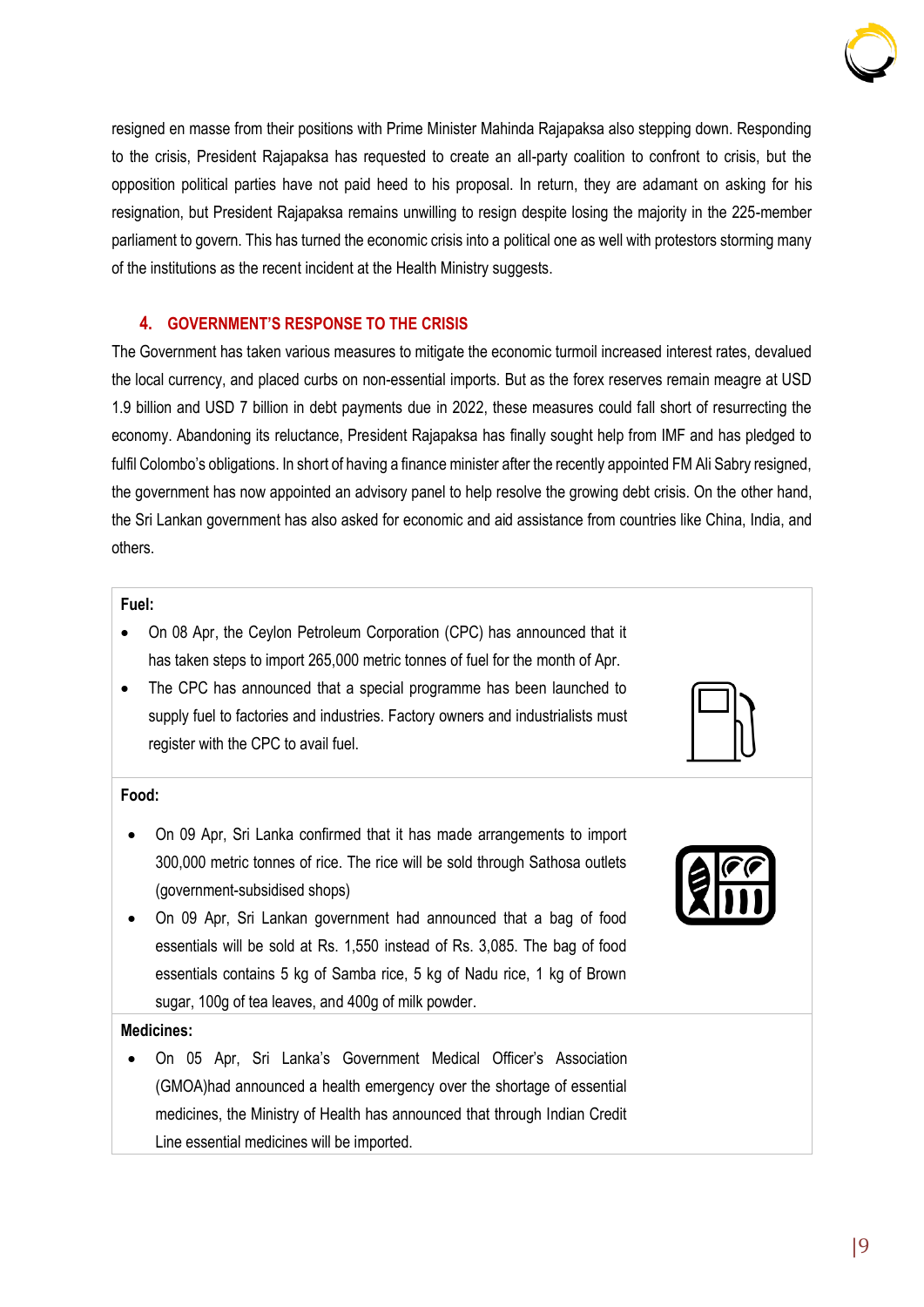resigned en masse from their positions with Prime Minister Mahinda Rajapaksa also stepping down. Responding to the crisis, President Rajapaksa has requested to create an all-party coalition to confront to crisis, but the opposition political parties have not paid heed to his proposal. In return, they are adamant on asking for his resignation, but President Rajapaksa remains unwilling to resign despite losing the majority in the 225-member parliament to govern. This has turned the economic crisis into a political one as well with protestors storming many of the institutions as the recent incident at the Health Ministry suggests.

## 4. GOVERNMENT'S RESPONSE TO THE CRISIS

The Government has taken various measures to mitigate the economic turmoil increased interest rates, devalued the local currency, and placed curbs on non-essential imports. But as the forex reserves remain meagre at USD 1.9 billion and USD 7 billion in debt payments due in 2022, these measures could fall short of resurrecting the economy. Abandoning its reluctance, President Rajapaksa has finally sought help from IMF and has pledged to fulfil Colombo's obligations. In short of having a finance minister after the recently appointed FM Ali Sabry resigned, the government has now appointed an advisory panel to help resolve the growing debt crisis. On the other hand, the Sri Lankan government has also asked for economic and aid assistance from countries like China, India, and others.

**Fuel:**

- On 08 Apr, the Ceylon Petroleum Corporation (CPC) has announced that it has taken steps to import 265,000 metric tonnes of fuel for the month of Apr.
- The CPC has announced that a special programme has been launched to supply fuel to factories and industries. Factory owners and industrialists must register with the CPC to avail fuel.

**Food:**

- On 09 Apr, Sri Lanka confirmed that it has made arrangements to import 300,000 metric tonnes of rice. The rice will be sold through Sathosa outlets (government-subsidised shops)
- On 09 Apr, Sri Lankan government had announced that a bag of food essentials will be sold at Rs. 1,550 instead of Rs. 3,085. The bag of food essentials contains 5 kg of Samba rice, 5 kg of Nadu rice, 1 kg of Brown sugar, 100g of tea leaves, and 400g of milk powder.

**Medicines:**

- On 05 Apr, Sri Lanka's Government Medical Officer's Association (GMOA)had announced a health emergency over the shortage of essential medicines, the Ministry of Health has announced that through Indian Credit Line essential medicines will be imported.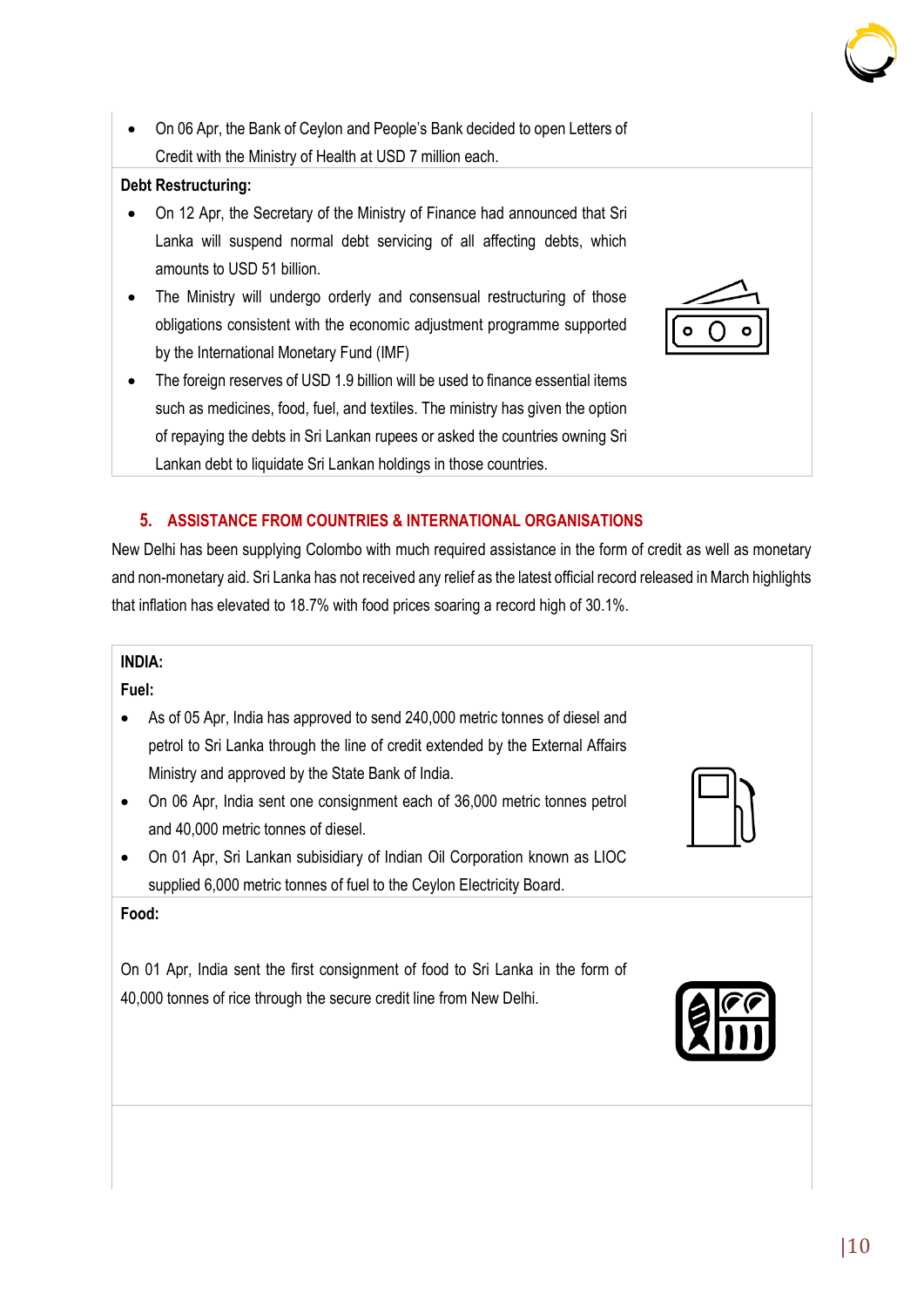- On 06 Apr, the Bank of Ceylon and People's Bank decided to open Letters of Credit with the Ministry of Health at USD 7 million each.

**Debt Restructuring:**

- On 12 Apr, the Secretary of the Ministry of Finance had announced that Sri Lanka will suspend normal debt servicing of all affecting debts, which amounts to USD 51 billion.
- The Ministry will undergo orderly and consensual restructuring of those obligations consistent with the economic adjustment programme supported by the International Monetary Fund (IMF)
- The foreign reserves of USD 1.9 billion will be used to finance essential items such as medicines, food, fuel, and textiles. The ministry has given the option of repaying the debts in Sri Lankan rupees or asked the countries owning Sri Lankan debt to liquidate Sri Lankan holdings in those countries.

## 5. ASSISTANCE FROM COUNTRIES & INTERNATIONAL ORGANISATIONS

New Delhi has been supplying Colombo with much required assistance in the form of credit as well as monetary and non-monetary aid. Sri Lanka has not received any relief as the latest official record released in March highlights that inflation has elevated to 18.7% with food prices soaring a record high of 30.1%.

**INDIA:**

**Fuel:**

- As of 05 Apr, India has approved to send 240,000 metric tonnes of diesel and petrol to Sri Lanka through the line of credit extended by the External Affairs Ministry and approved by the State Bank of India.
- On 06 Apr, India sent one consignment each of 36,000 metric tonnes petrol and 40,000 metric tonnes of diesel.
- On 01 Apr, Sri Lankan subisidiary of Indian Oil Corporation known as LIOC supplied 6,000 metric tonnes of fuel to the Ceylon Electricity Board.

**Food:**

On 01 Apr, India sent the first consignment of food to Sri Lanka in the form of 40,000 tonnes of rice through the secure credit line from New Delhi.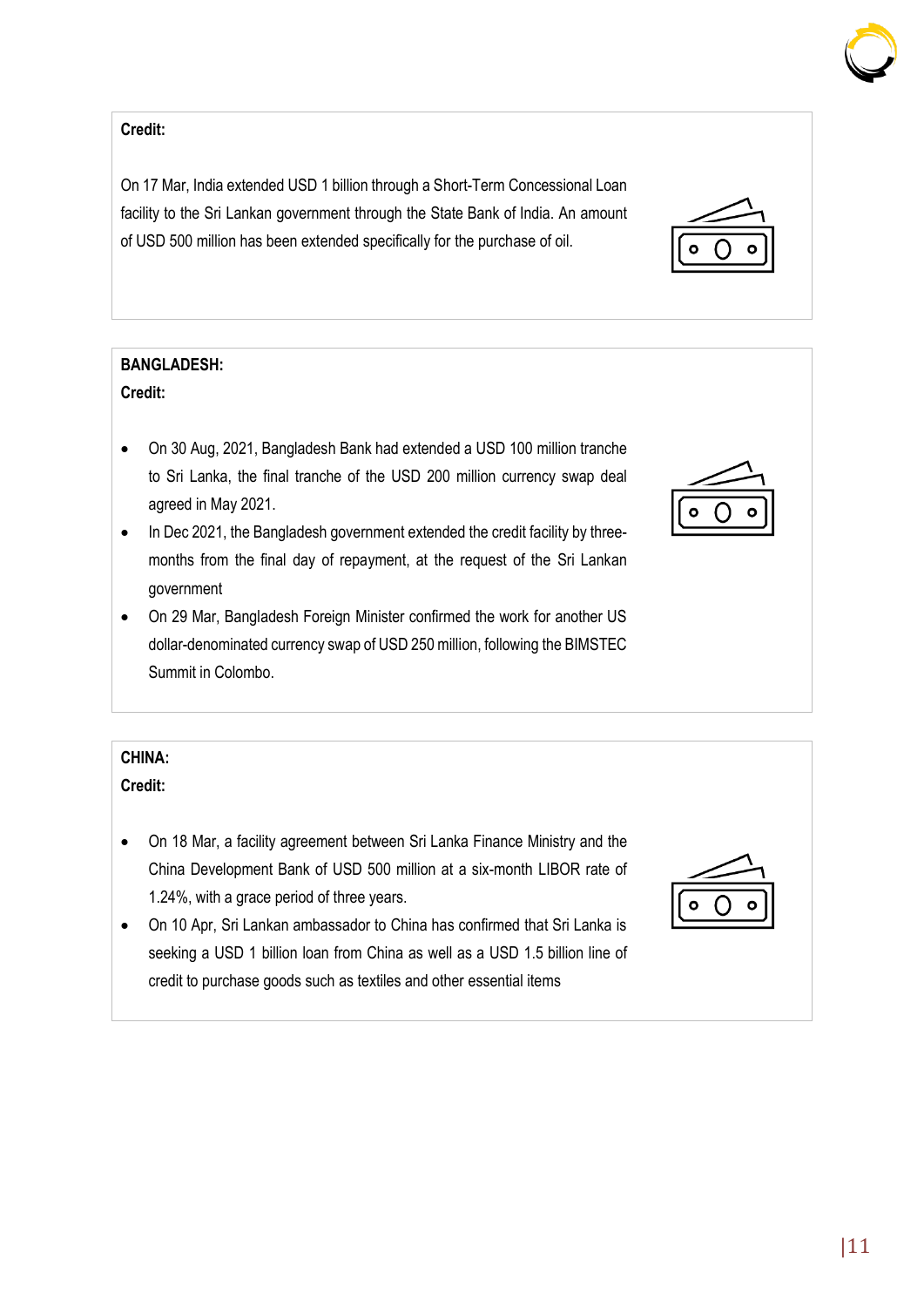**Credit:**

On 17 Mar, India extended USD 1 billion through a Short-Term Concessional Loan facility to the Sri Lankan government through the State Bank of India. An amount of USD 500 million has been extended specifically for the purchase of oil.

**BANGLADESH:**

**Credit:**

- On 30 Aug, 2021, Bangladesh Bank had extended a USD 100 million tranche to Sri Lanka, the final tranche of the USD 200 million currency swap deal agreed in May 2021.
- In Dec 2021, the Bangladesh government extended the credit facility by three-months from the final day of repayment, at the request of the Sri Lankan government
- On 29 Mar, Bangladesh Foreign Minister confirmed the work for another US dollar-denominated currency swap of USD 250 million, following the BIMSTEC Summit in Colombo.

**CHINA:**

**Credit:**

- On 18 Mar, a facility agreement between Sri Lanka Finance Ministry and the China Development Bank of USD 500 million at a six-month LIBOR rate of 1.24%, with a grace period of three years.
- On 10 Apr, Sri Lankan ambassador to China has confirmed that Sri Lanka is seeking a USD 1 billion loan from China as well as a USD 1.5 billion line of credit to purchase goods such as textiles and other essential items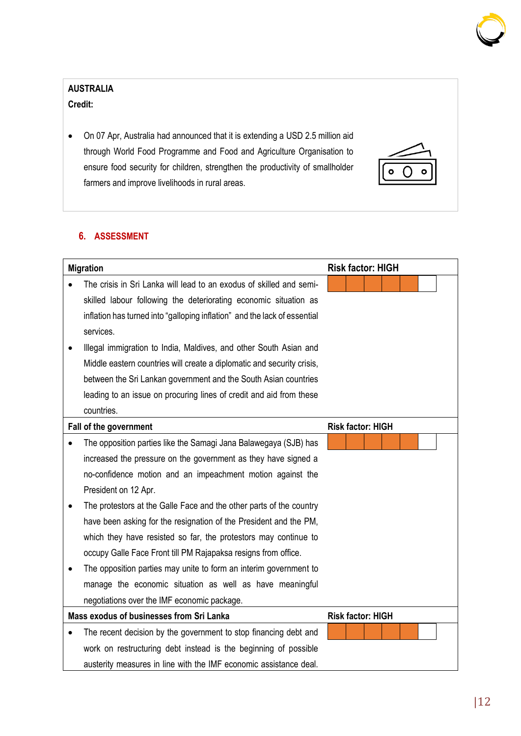**AUSTRALIA**

**Credit:**

- On 07 Apr, Australia had announced that it is extending a USD 2.5 million aid through World Food Programme and Food and Agriculture Organisation to ensure food security for children, strengthen the productivity of smallholder farmers and improve livelihoods in rural areas.

## 6. ASSESSMENT

| Migration | Risk factor: HIGH |
|---|---|
| • The crisis in Sri Lanka will lead to an exodus of skilled and semi-skilled labour following the deteriorating economic situation as inflation has turned into "galloping inflation" and the lack of essential services.<br>• Illegal immigration to India, Maldives, and other South Asian and Middle eastern countries will create a diplomatic and security crisis, between the Sri Lankan government and the South Asian countries leading to an issue on procuring lines of credit and aid from these countries. | |
| **Fall of the government** | **Risk factor: HIGH** |
| • The opposition parties like the Samagi Jana Balawegaya (SJB) has increased the pressure on the government as they have signed a no-confidence motion and an impeachment motion against the President on 12 Apr.<br>• The protestors at the Galle Face and the other parts of the country have been asking for the resignation of the President and the PM, which they have resisted so far, the protestors may continue to occupy Galle Face Front till PM Rajapaksa resigns from office.<br>• The opposition parties may unite to form an interim government to manage the economic situation as well as have meaningful negotiations over the IMF economic package. | |
| **Mass exodus of businesses from Sri Lanka** | **Risk factor: HIGH** |
| • The recent decision by the government to stop financing debt and work on restructuring debt instead is the beginning of possible austerity measures in line with the IMF economic assistance deal. | |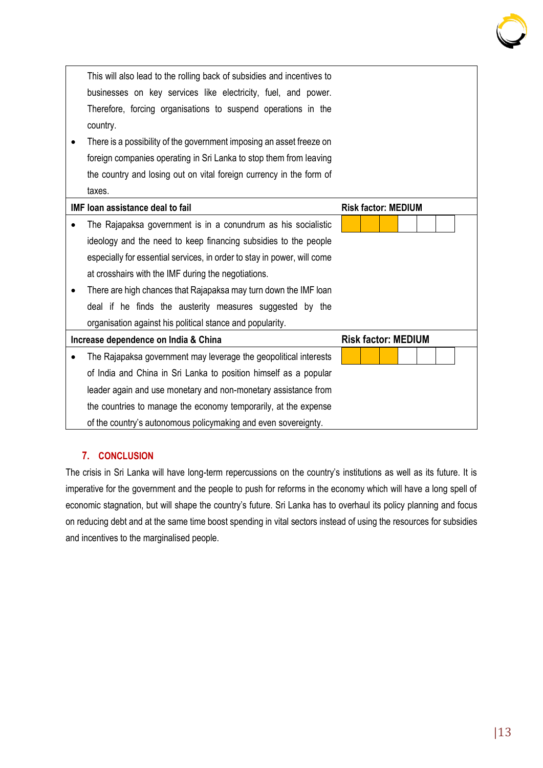| | |
|---|---|
| This will also lead to the rolling back of subsidies and incentives to businesses on key services like electricity, fuel, and power. Therefore, forcing organisations to suspend operations in the country.<br>• There is a possibility of the government imposing an asset freeze on foreign companies operating in Sri Lanka to stop them from leaving the country and losing out on vital foreign currency in the form of taxes. | |
| **IMF loan assistance deal to fail** | **Risk factor: MEDIUM** |
| • The Rajapaksa government is in a conundrum as his socialistic ideology and the need to keep financing subsidies to the people especially for essential services, in order to stay in power, will come at crosshairs with the IMF during the negotiations.<br>• There are high chances that Rajapaksa may turn down the IMF loan deal if he finds the austerity measures suggested by the organisation against his political stance and popularity. | |
| **Increase dependence on India & China** | **Risk factor: MEDIUM** |
| • The Rajapaksa government may leverage the geopolitical interests of India and China in Sri Lanka to position himself as a popular leader again and use monetary and non-monetary assistance from the countries to manage the economy temporarily, at the expense of the country's autonomous policymaking and even sovereignty. | |

## 7. CONCLUSION

The crisis in Sri Lanka will have long-term repercussions on the country's institutions as well as its future. It is imperative for the government and the people to push for reforms in the economy which will have a long spell of economic stagnation, but will shape the country's future. Sri Lanka has to overhaul its policy planning and focus on reducing debt and at the same time boost spending in vital sectors instead of using the resources for subsidies and incentives to the marginalised people.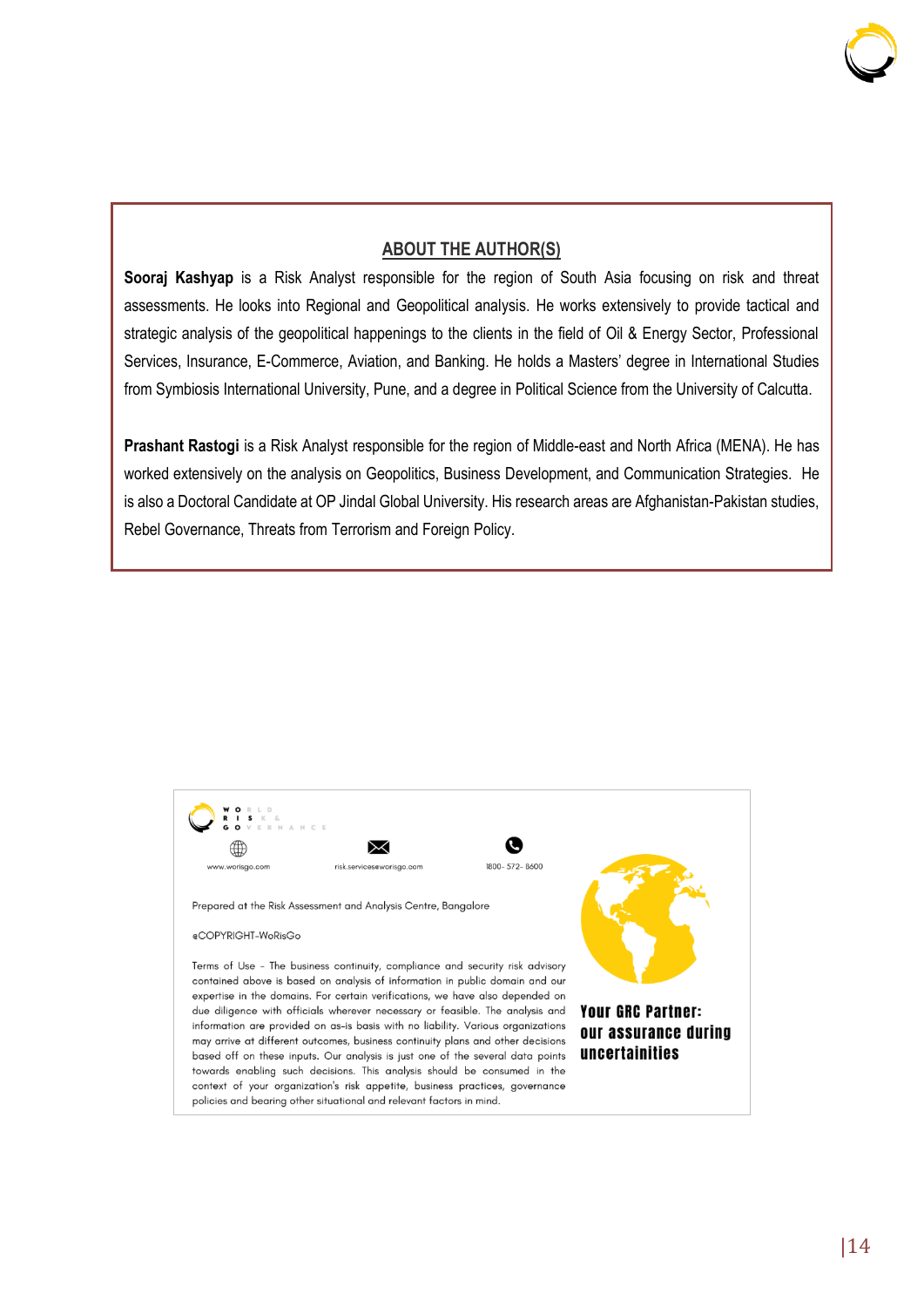## ABOUT THE AUTHOR(S)

**Sooraj Kashyap** is a Risk Analyst responsible for the region of South Asia focusing on risk and threat assessments. He looks into Regional and Geopolitical analysis. He works extensively to provide tactical and strategic analysis of the geopolitical happenings to the clients in the field of Oil & Energy Sector, Professional Services, Insurance, E-Commerce, Aviation, and Banking. He holds a Masters' degree in International Studies from Symbiosis International University, Pune, and a degree in Political Science from the University of Calcutta.

**Prashant Rastogi** is a Risk Analyst responsible for the region of Middle-east and North Africa (MENA). He has worked extensively on the analysis on Geopolitics, Business Development, and Communication Strategies. He is also a Doctoral Candidate at OP Jindal Global University. His research areas are Afghanistan-Pakistan studies, Rebel Governance, Threats from Terrorism and Foreign Policy.

WORLD RISK & GOVERNANCE

www.worisgo.com | risk.services@worisgo.com | 1800- 572- 8600

Prepared at the Risk Assessment and Analysis Centre, Bangalore

©COPYRIGHT-WoRisGo

Terms of Use - The business continuity, compliance and security risk advisory contained above is based on analysis of information in public domain and our expertise in the domains. For certain verifications, we have also depended on due diligence with officials wherever necessary or feasible. The analysis and information are provided on as-is basis with no liability. Various organizations may arrive at different outcomes, business continuity plans and other decisions based off on these inputs. Our analysis is just one of the several data points towards enabling such decisions. This analysis should be consumed in the context of your organization's risk appetite, business practices, governance policies and bearing other situational and relevant factors in mind.

**Your GRC Partner: our assurance during uncertainities**